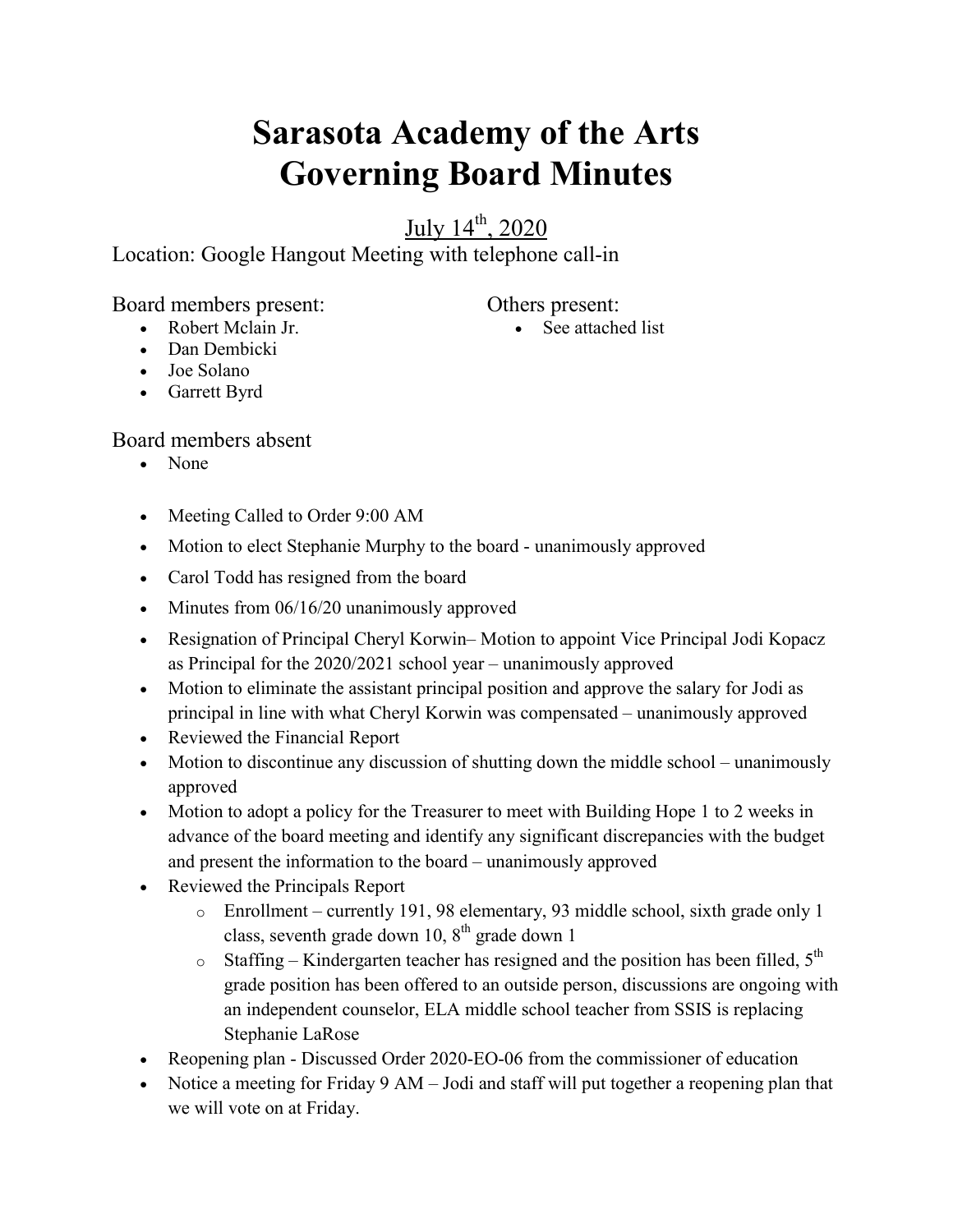# Sarasota Academy of the Arts
# Governing Board Minutes

July 14th, 2020

Location: Google Hangout Meeting with telephone call-in

Board members present:

- Robert Mclain Jr.
- Dan Dembicki
- Joe Solano
- Garrett Byrd

Others present:

- See attached list

Board members absent

- None

- Meeting Called to Order 9:00 AM
- Motion to elect Stephanie Murphy to the board - unanimously approved
- Carol Todd has resigned from the board
- Minutes from 06/16/20 unanimously approved
- Resignation of Principal Cheryl Korwin– Motion to appoint Vice Principal Jodi Kopacz as Principal for the 2020/2021 school year – unanimously approved
- Motion to eliminate the assistant principal position and approve the salary for Jodi as principal in line with what Cheryl Korwin was compensated – unanimously approved
- Reviewed the Financial Report
- Motion to discontinue any discussion of shutting down the middle school – unanimously approved
- Motion to adopt a policy for the Treasurer to meet with Building Hope 1 to 2 weeks in advance of the board meeting and identify any significant discrepancies with the budget and present the information to the board – unanimously approved
- Reviewed the Principals Report
  - Enrollment – currently 191, 98 elementary, 93 middle school, sixth grade only 1 class, seventh grade down 10, 8th grade down 1
  - Staffing – Kindergarten teacher has resigned and the position has been filled, 5th grade position has been offered to an outside person, discussions are ongoing with an independent counselor, ELA middle school teacher from SSIS is replacing Stephanie LaRose
- Reopening plan - Discussed Order 2020-EO-06 from the commissioner of education
- Notice a meeting for Friday 9 AM – Jodi and staff will put together a reopening plan that we will vote on at Friday.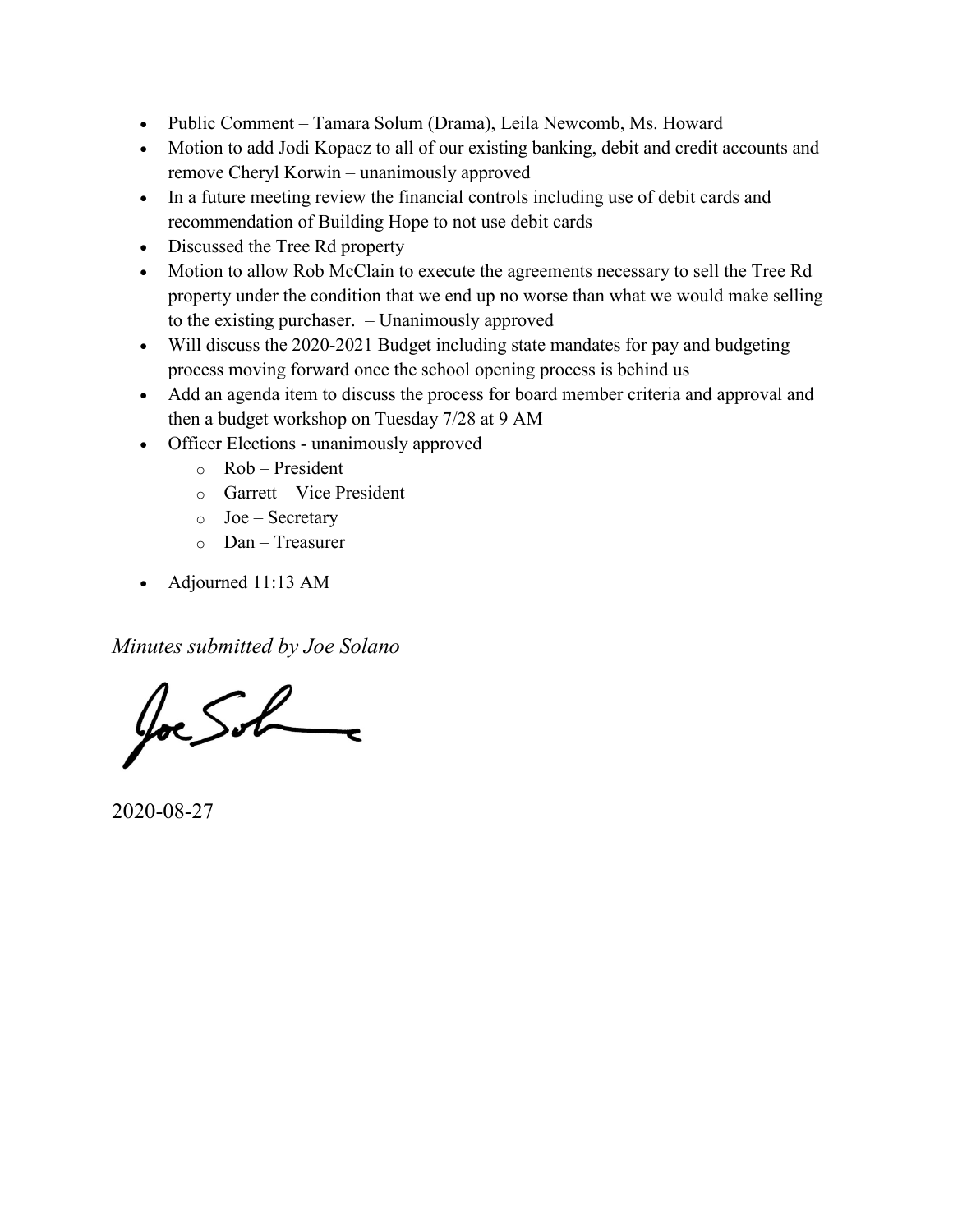- Public Comment – Tamara Solum (Drama), Leila Newcomb, Ms. Howard
- Motion to add Jodi Kopacz to all of our existing banking, debit and credit accounts and remove Cheryl Korwin – unanimously approved
- In a future meeting review the financial controls including use of debit cards and recommendation of Building Hope to not use debit cards
- Discussed the Tree Rd property
- Motion to allow Rob McClain to execute the agreements necessary to sell the Tree Rd property under the condition that we end up no worse than what we would make selling to the existing purchaser. – Unanimously approved
- Will discuss the 2020-2021 Budget including state mandates for pay and budgeting process moving forward once the school opening process is behind us
- Add an agenda item to discuss the process for board member criteria and approval and then a budget workshop on Tuesday 7/28 at 9 AM
- Officer Elections - unanimously approved
    - Rob – President
    - Garrett – Vice President
    - Joe – Secretary
    - Dan – Treasurer
- Adjourned 11:13 AM

*Minutes submitted by Joe Solano*

Joe Solano

2020-08-27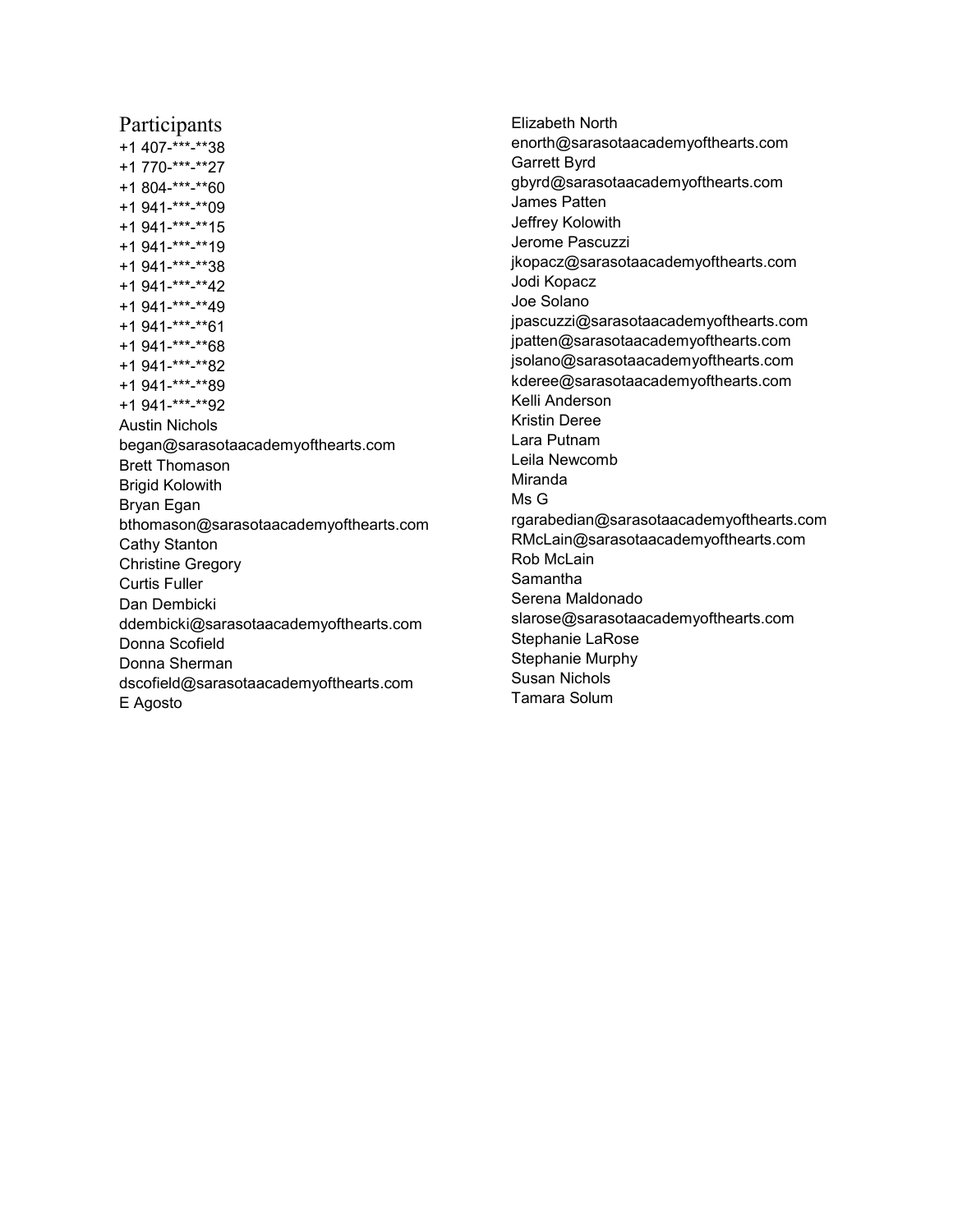## Participants

+1 407-***-**38
+1 770-***-**27
+1 804-***-**60
+1 941-***-**09
+1 941-***-**15
+1 941-***-**19
+1 941-***-**38
+1 941-***-**42
+1 941-***-**49
+1 941-***-**61
+1 941-***-**68
+1 941-***-**82
+1 941-***-**89
+1 941-***-**92
Austin Nichols
began@sarasotaacademyofthearts.com
Brett Thomason
Brigid Kolowith
Bryan Egan
bthomason@sarasotaacademyofthearts.com
Cathy Stanton
Christine Gregory
Curtis Fuller
Dan Dembicki
ddembicki@sarasotaacademyofthearts.com
Donna Scofield
Donna Sherman
dscofield@sarasotaacademyofthearts.com
E Agosto
Elizabeth North
enorth@sarasotaacademyofthearts.com
Garrett Byrd
gbyrd@sarasotaacademyofthearts.com
James Patten
Jeffrey Kolowith
Jerome Pascuzzi
jkopacz@sarasotaacademyofthearts.com
Jodi Kopacz
Joe Solano
jpascuzzi@sarasotaacademyofthearts.com
jpatten@sarasotaacademyofthearts.com
jsolano@sarasotaacademyofthearts.com
kderee@sarasotaacademyofthearts.com
Kelli Anderson
Kristin Deree
Lara Putnam
Leila Newcomb
Miranda
Ms G
rgarabedian@sarasotaacademyofthearts.com
RMcLain@sarasotaacademyofthearts.com
Rob McLain
Samantha
Serena Maldonado
slarose@sarasotaacademyofthearts.com
Stephanie LaRose
Stephanie Murphy
Susan Nichols
Tamara Solum